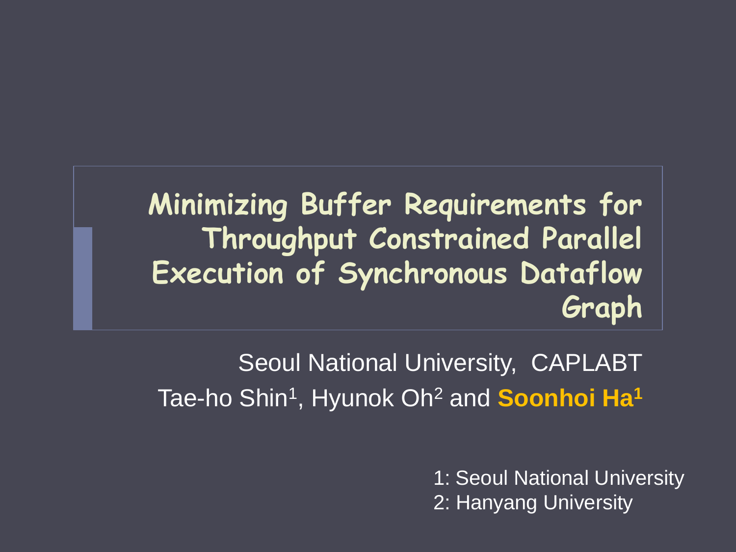# Minimizing Buffer Requirements for Throughput Constrained Parallel Execution of Synchronous Dataflow Graph

Seoul National University, CAPLABT

Tae-ho Shin[1], Hyunok Oh[2] and **Soonhoi Ha[1]**

1: Seoul National University
2: Hanyang University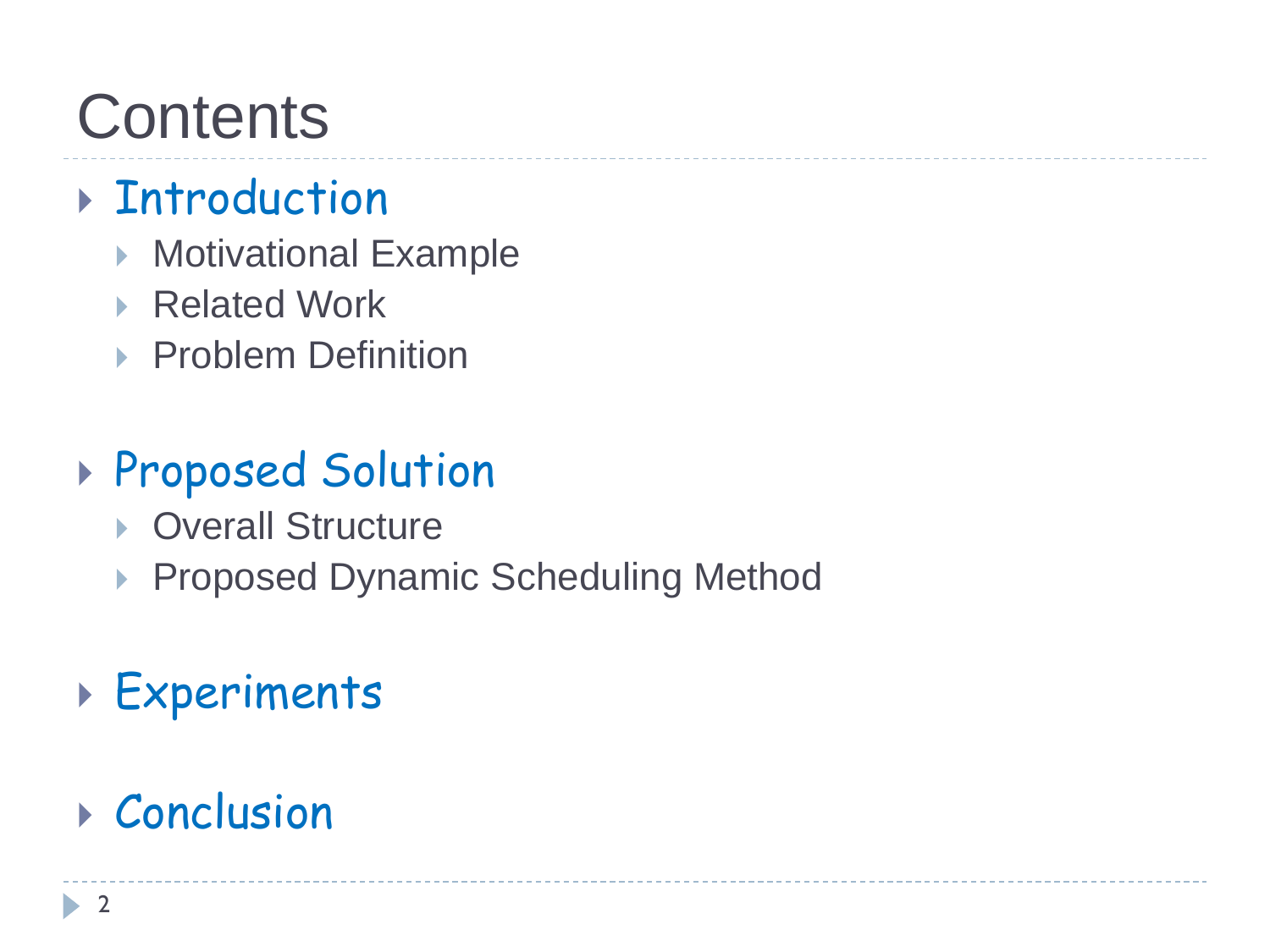# Contents

- Introduction
  - Motivational Example
  - Related Work
  - Problem Definition
- Proposed Solution
  - Overall Structure
  - Proposed Dynamic Scheduling Method
- Experiments
- Conclusion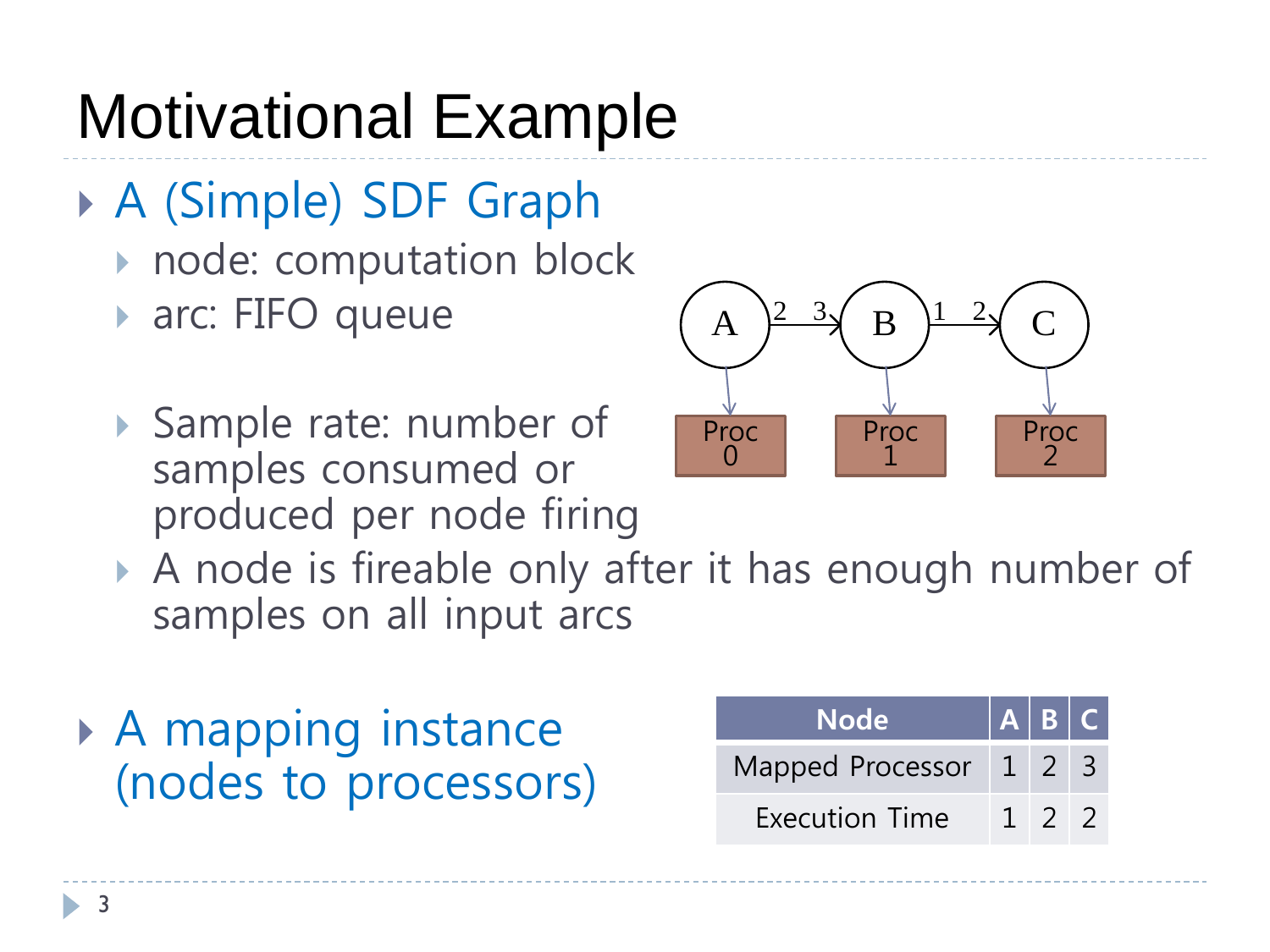# Motivational Example

- A (Simple) SDF Graph
  - node: computation block
  - arc: FIFO queue
  - Sample rate: number of samples consumed or produced per node firing
  - A node is fireable only after it has enough number of samples on all input arcs

- A mapping instance (nodes to processors)

| Node | A | B | C |
|---|---|---|---|
| Mapped Processor | 1 | 2 | 3 |
| Execution Time | 1 | 2 | 2 |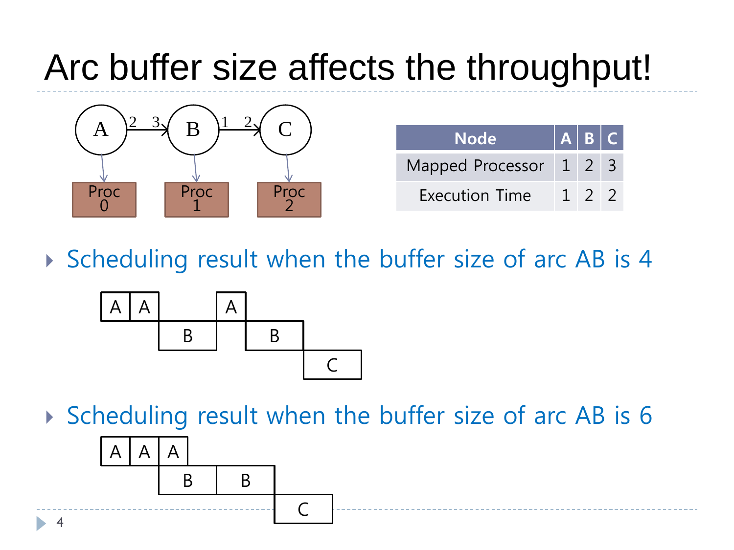# Arc buffer size affects the throughput!

| Node | A | B | C |
|---|---|---|---|
| Mapped Processor | 1 | 2 | 3 |
| Execution Time | 1 | 2 | 2 |

- Scheduling result when the buffer size of arc AB is 4
- Scheduling result when the buffer size of arc AB is 6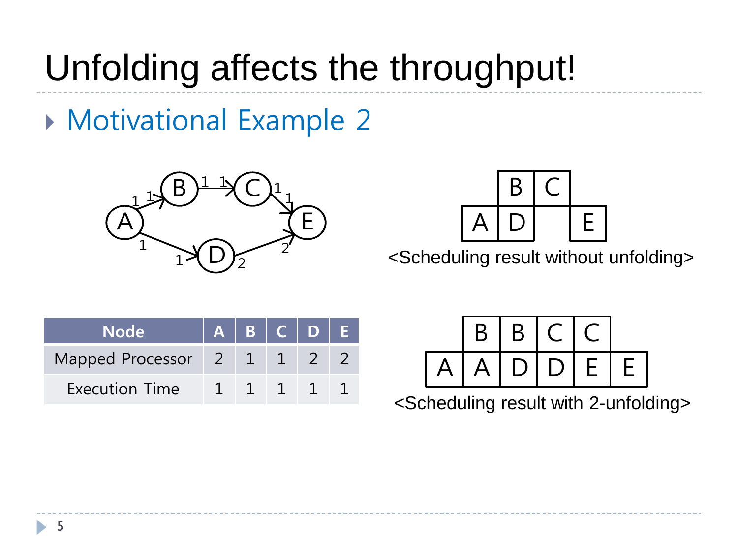# Unfolding affects the throughput!

## Motivational Example 2

| Node | A | B | C | D | E |
|---|---|---|---|---|---|
| Mapped Processor | 2 | 1 | 1 | 2 | 2 |
| Execution Time | 1 | 1 | 1 | 1 | 1 |

<Scheduling result without unfolding>

<Scheduling result with 2-unfolding>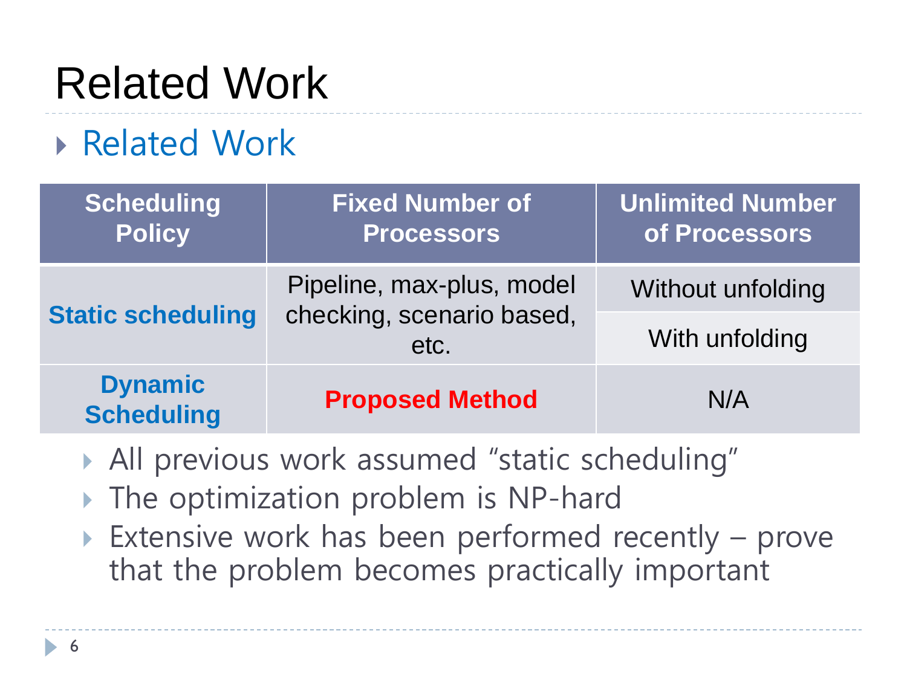# Related Work

## Related Work

| Scheduling Policy | Fixed Number of Processors | Unlimited Number of Processors |
|---|---|---|
| **Static scheduling** | Pipeline, max-plus, model checking, scenario based, etc. | Without unfolding |
| | | With unfolding |
| **Dynamic Scheduling** | **Proposed Method** | N/A |

- All previous work assumed "static scheduling"
- The optimization problem is NP-hard
- Extensive work has been performed recently – prove that the problem becomes practically important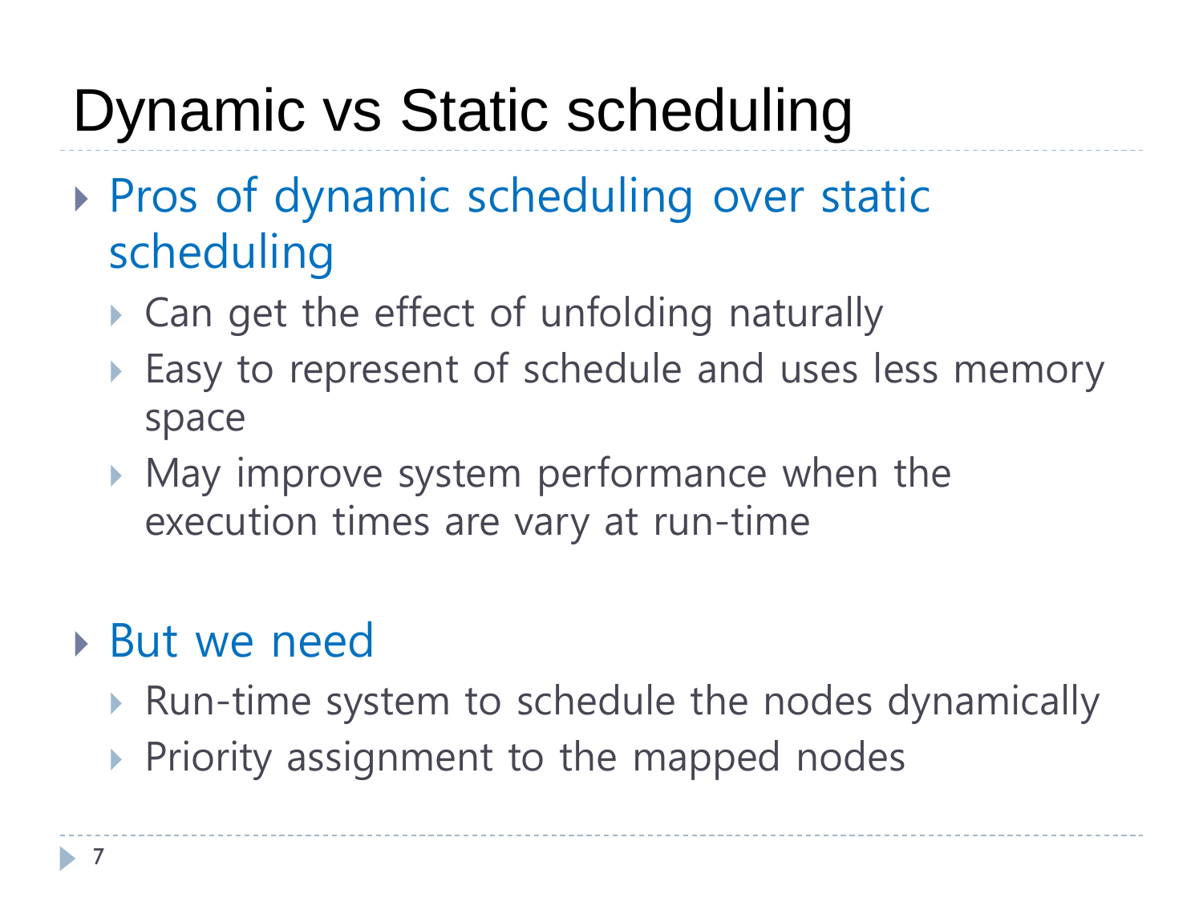# Dynamic vs Static scheduling

- Pros of dynamic scheduling over static scheduling
  - Can get the effect of unfolding naturally
  - Easy to represent of schedule and uses less memory space
  - May improve system performance when the execution times are vary at run-time

- But we need
  - Run-time system to schedule the nodes dynamically
  - Priority assignment to the mapped nodes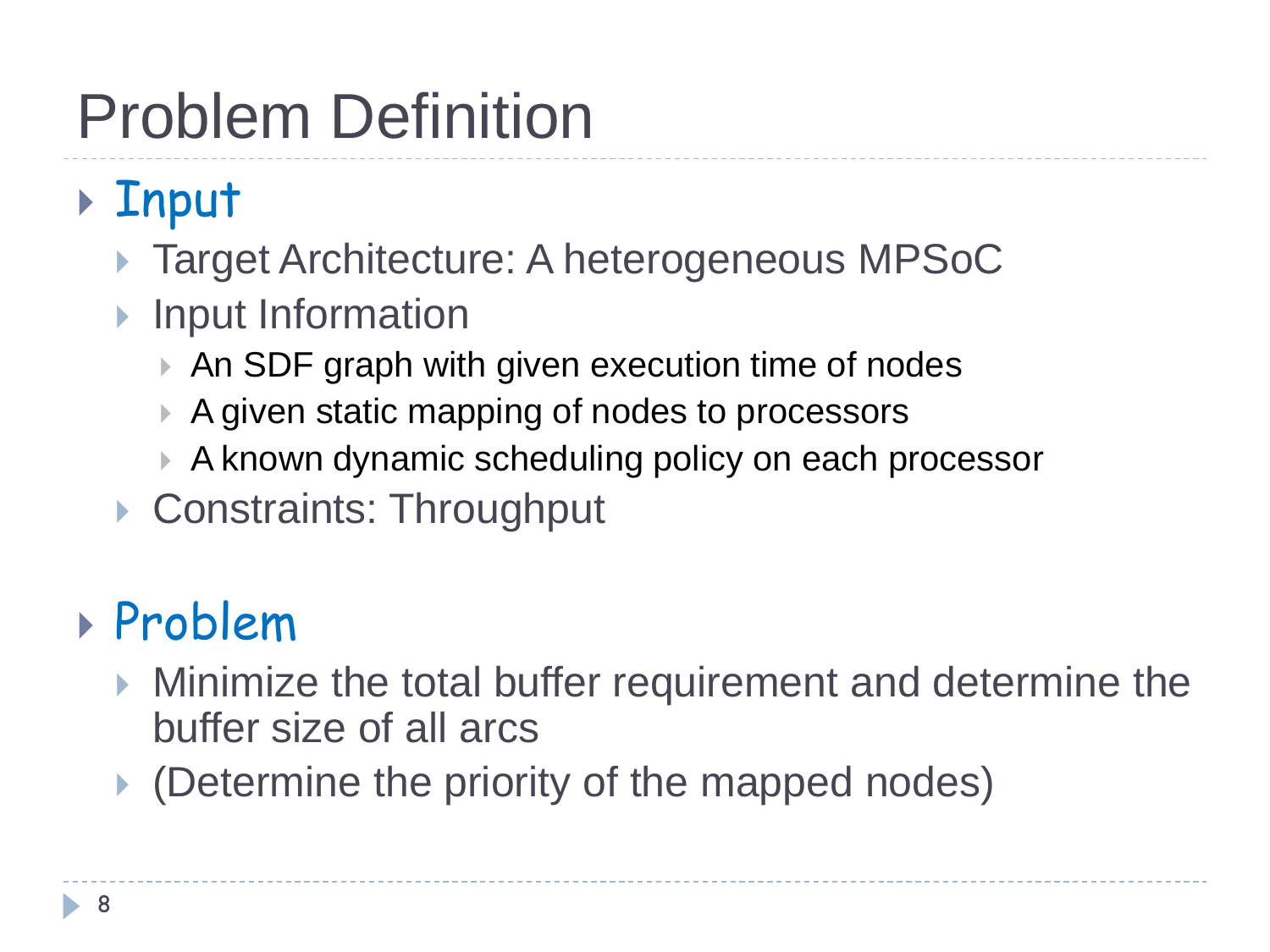# Problem Definition

- **Input**
  - Target Architecture: A heterogeneous MPSoC
  - Input Information
    - An SDF graph with given execution time of nodes
    - A given static mapping of nodes to processors
    - A known dynamic scheduling policy on each processor
  - Constraints: Throughput

- **Problem**
  - Minimize the total buffer requirement and determine the buffer size of all arcs
  - (Determine the priority of the mapped nodes)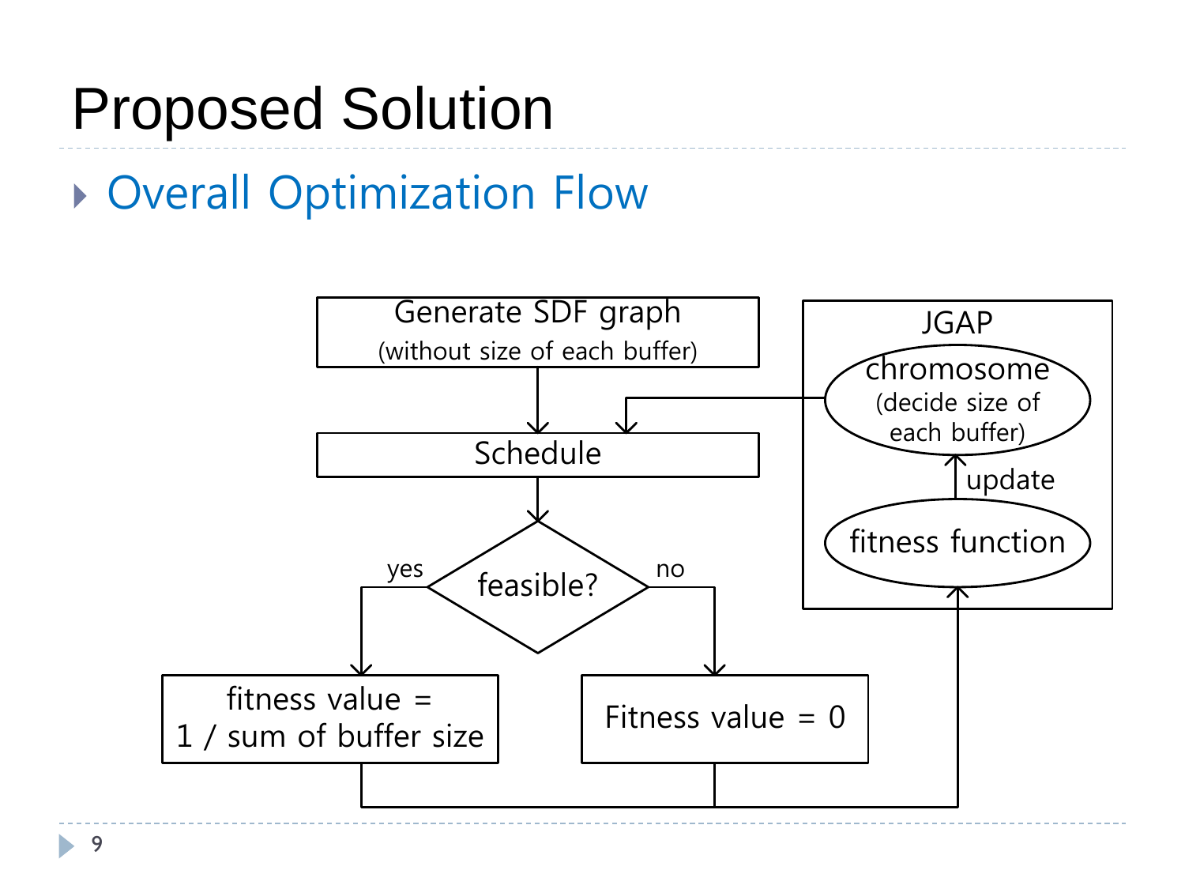# Proposed Solution

- Overall Optimization Flow

Generate SDF graph
(without size of each buffer)

Schedule

feasible?

yes

no

fitness value =
1 / sum of buffer size

Fitness value = 0

JGAP

chromosome
(decide size of
each buffer)

update

fitness function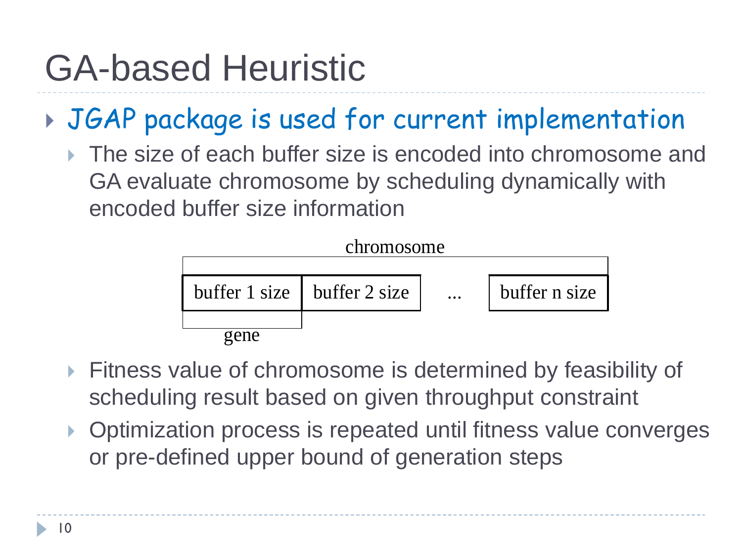# GA-based Heuristic

- JGAP package is used for current implementation
  - The size of each buffer size is encoded into chromosome and GA evaluate chromosome by scheduling dynamically with encoded buffer size information

chromosome

| buffer 1 size | buffer 2 size | ... | buffer n size |
|---|---|---|---|

gene

  - Fitness value of chromosome is determined by feasibility of scheduling result based on given throughput constraint
  - Optimization process is repeated until fitness value converges or pre-defined upper bound of generation steps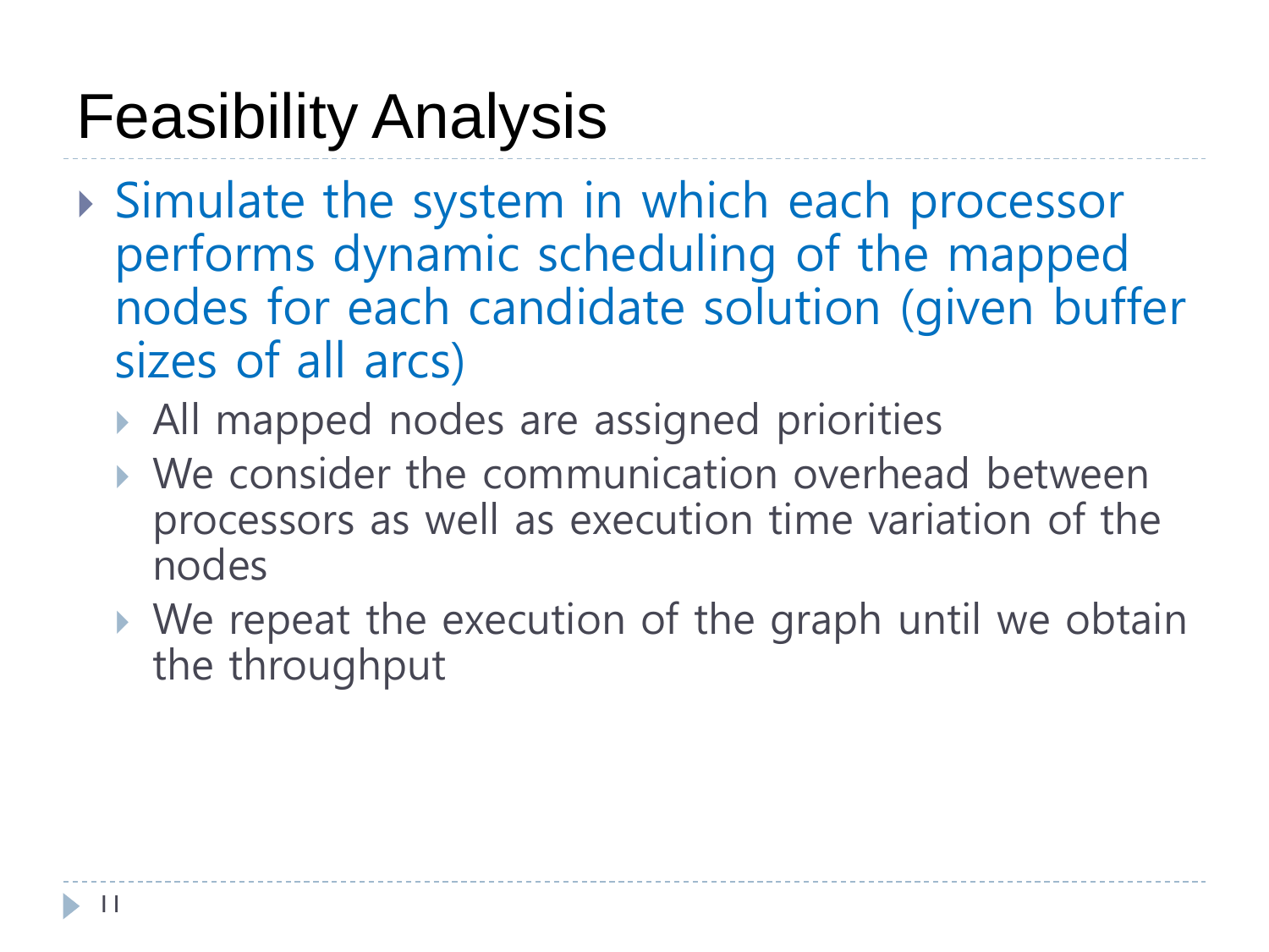# Feasibility Analysis

- Simulate the system in which each processor performs dynamic scheduling of the mapped nodes for each candidate solution (given buffer sizes of all arcs)
  - All mapped nodes are assigned priorities
  - We consider the communication overhead between processors as well as execution time variation of the nodes
  - We repeat the execution of the graph until we obtain the throughput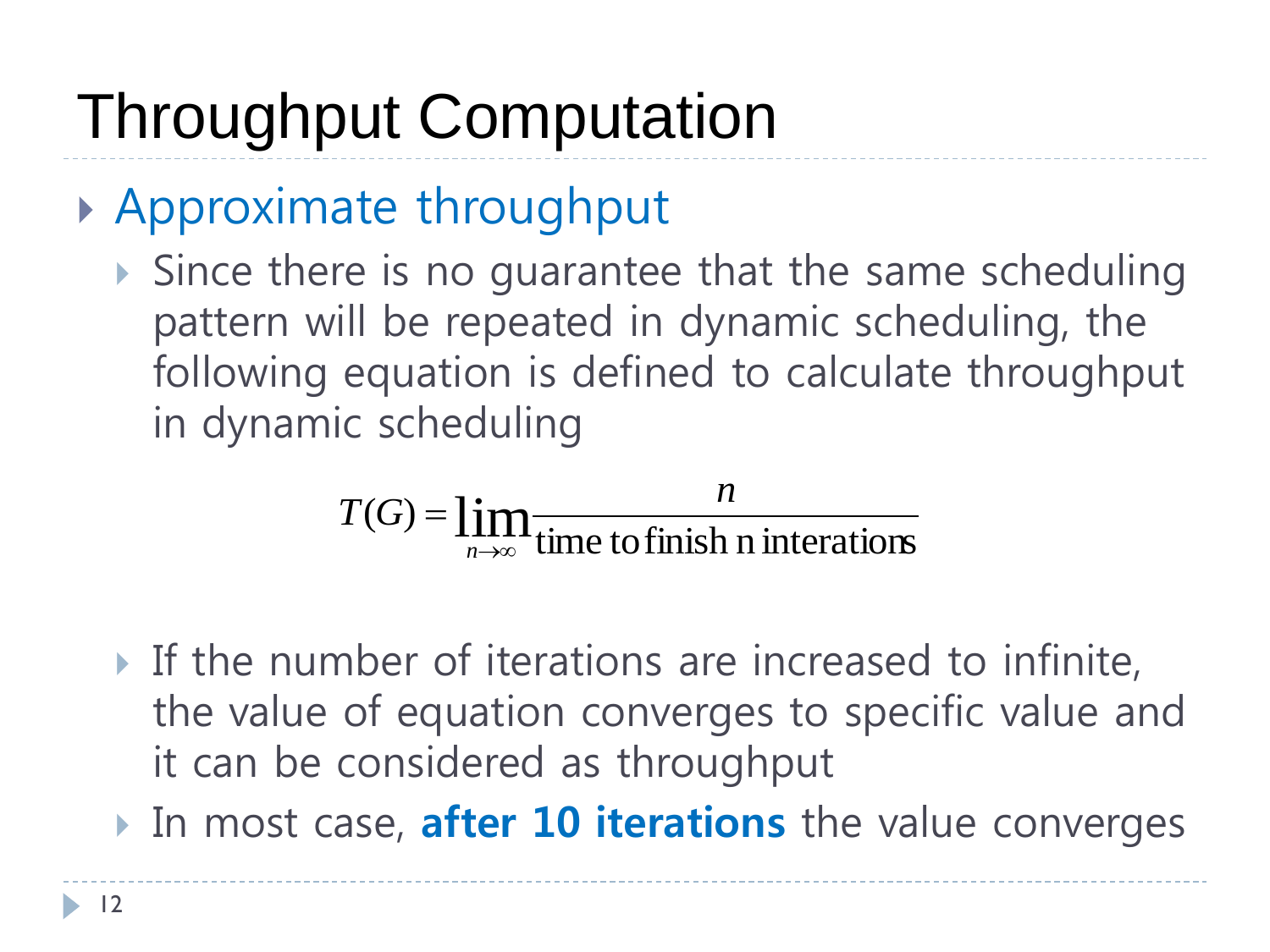# Throughput Computation

- Approximate throughput
  - Since there is no guarantee that the same scheduling pattern will be repeated in dynamic scheduling, the following equation is defined to calculate throughput in dynamic scheduling

$$T(G) = \lim_{n \to \infty} \frac{n}{\text{time to finish n interations}}$$

  - If the number of iterations are increased to infinite, the value of equation converges to specific value and it can be considered as throughput
  - In most case, **after 10 iterations** the value converges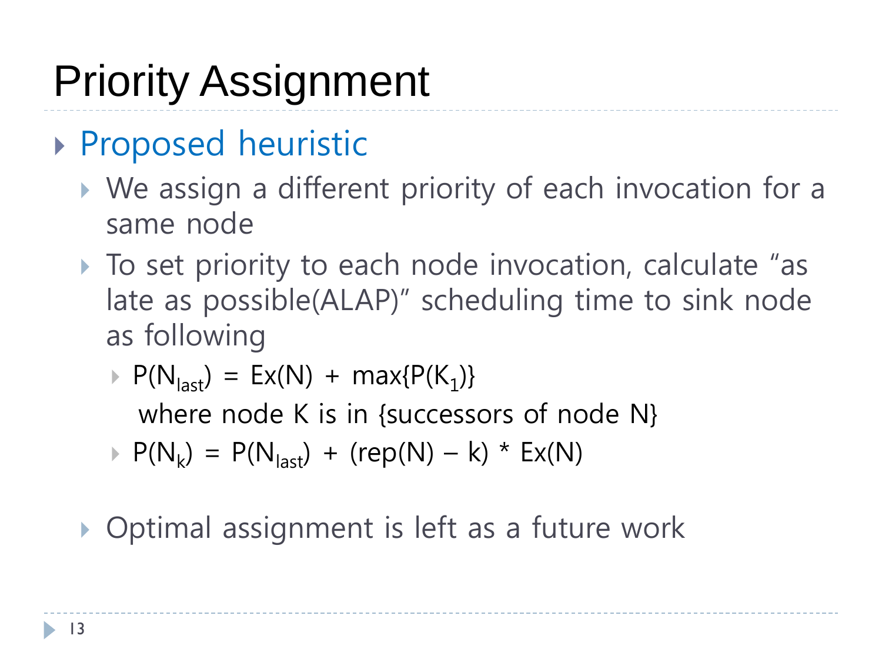# Priority Assignment

- Proposed heuristic
  - We assign a different priority of each invocation for a same node
  - To set priority to each node invocation, calculate "as late as possible(ALAP)" scheduling time to sink node as following
    - $P(N_{last}) = Ex(N) + \max\{P(K_1)\}$

      where node K is in {successors of node N}
    - $P(N_k) = P(N_{last}) + (rep(N) - k) * Ex(N)$

  - Optimal assignment is left as a future work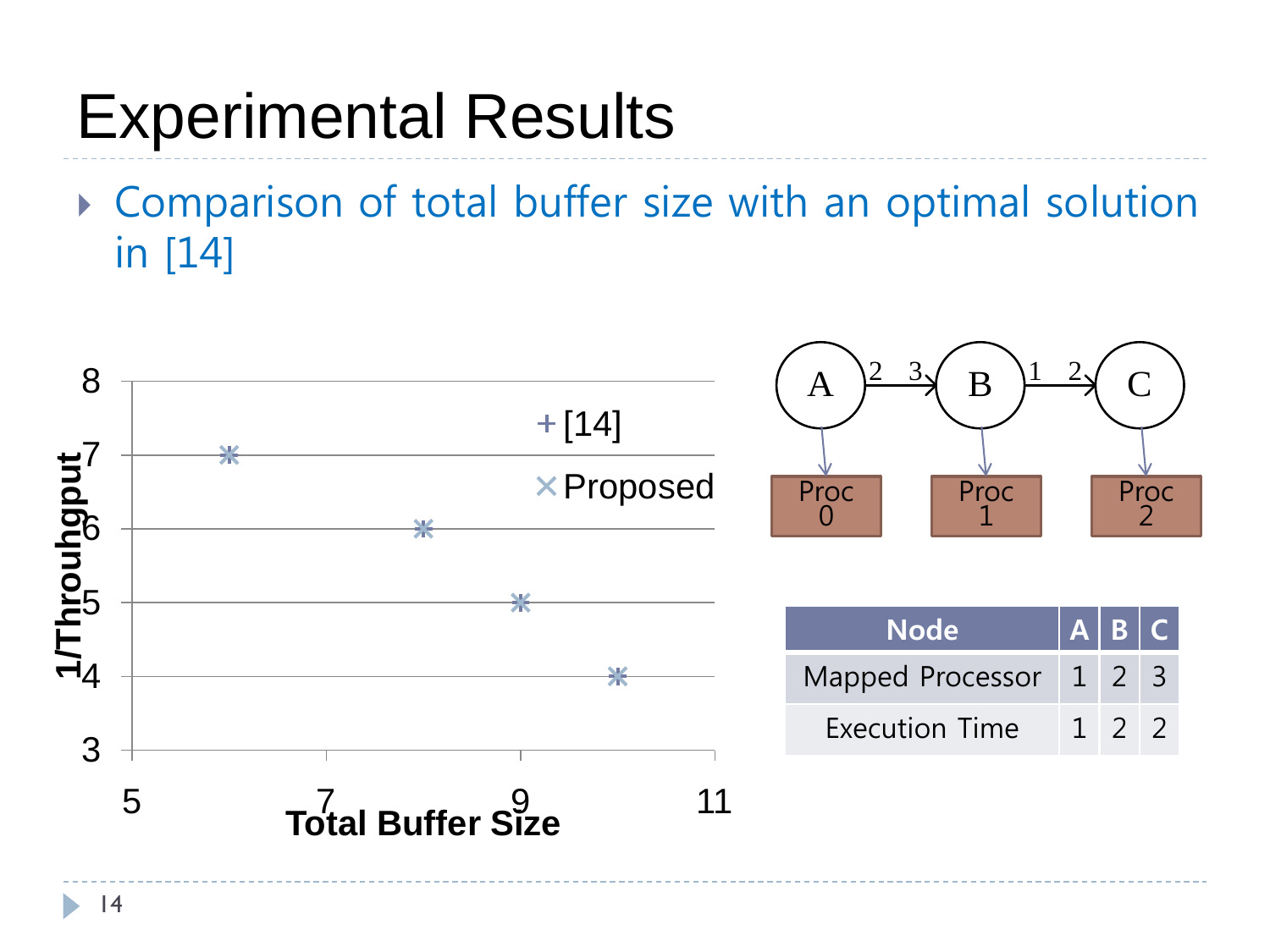# Experimental Results

- Comparison of total buffer size with an optimal solution in [14]

| Node | A | B | C |
|---|---|---|---|
| Mapped Processor | 1 | 2 | 3 |
| Execution Time | 1 | 2 | 2 |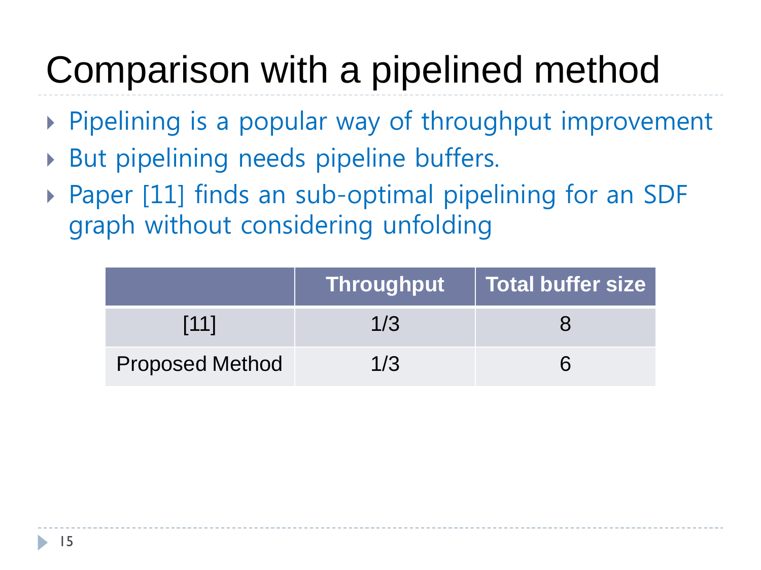# Comparison with a pipelined method

- Pipelining is a popular way of throughput improvement
- But pipelining needs pipeline buffers.
- Paper [11] finds an sub-optimal pipelining for an SDF graph without considering unfolding

| | Throughput | Total buffer size |
|---|---|---|
| [11] | 1/3 | 8 |
| Proposed Method | 1/3 | 6 |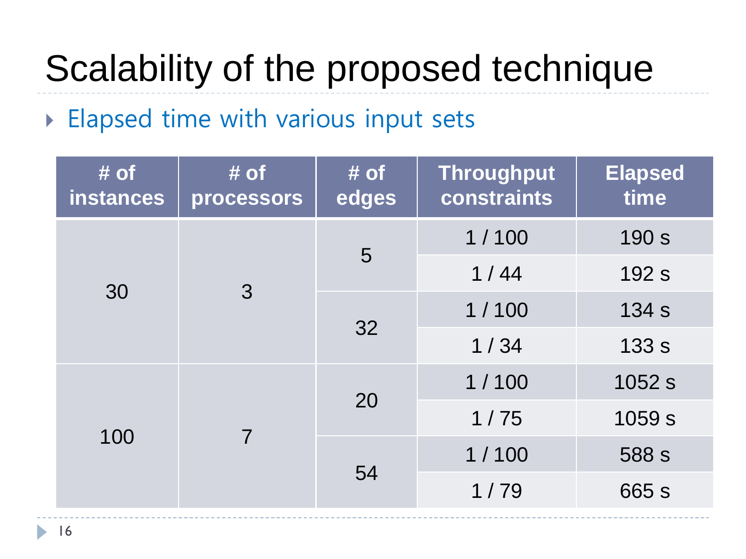# Scalability of the proposed technique

- Elapsed time with various input sets

| # of instances | # of processors | # of edges | Throughput constraints | Elapsed time |
|---|---|---|---|---|
| 30 | 3 | 5 | 1 / 100 | 190 s |
| | | | 1 / 44 | 192 s |
| | | 32 | 1 / 100 | 134 s |
| | | | 1 / 34 | 133 s |
| 100 | 7 | 20 | 1 / 100 | 1052 s |
| | | | 1 / 75 | 1059 s |
| | | 54 | 1 / 100 | 588 s |
| | | | 1 / 79 | 665 s |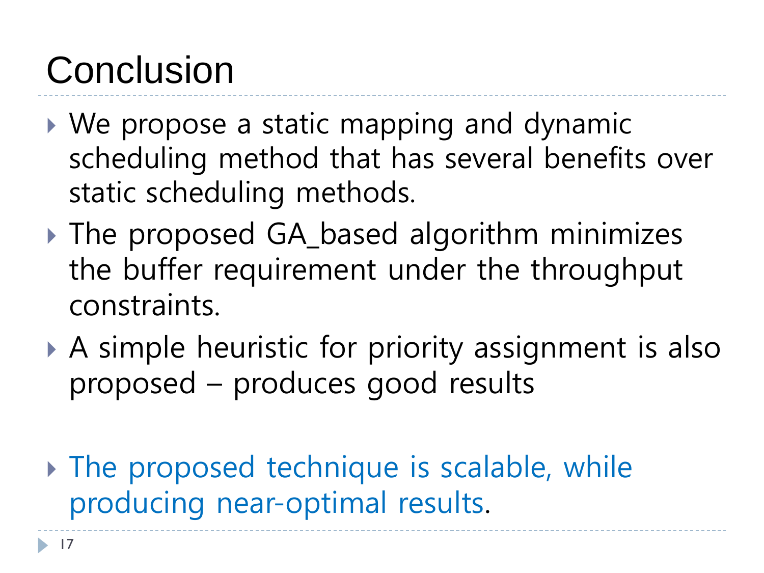# Conclusion

- We propose a static mapping and dynamic scheduling method that has several benefits over static scheduling methods.
- The proposed GA_based algorithm minimizes the buffer requirement under the throughput constraints.
- A simple heuristic for priority assignment is also proposed – produces good results

- The proposed technique is scalable, while producing near-optimal results.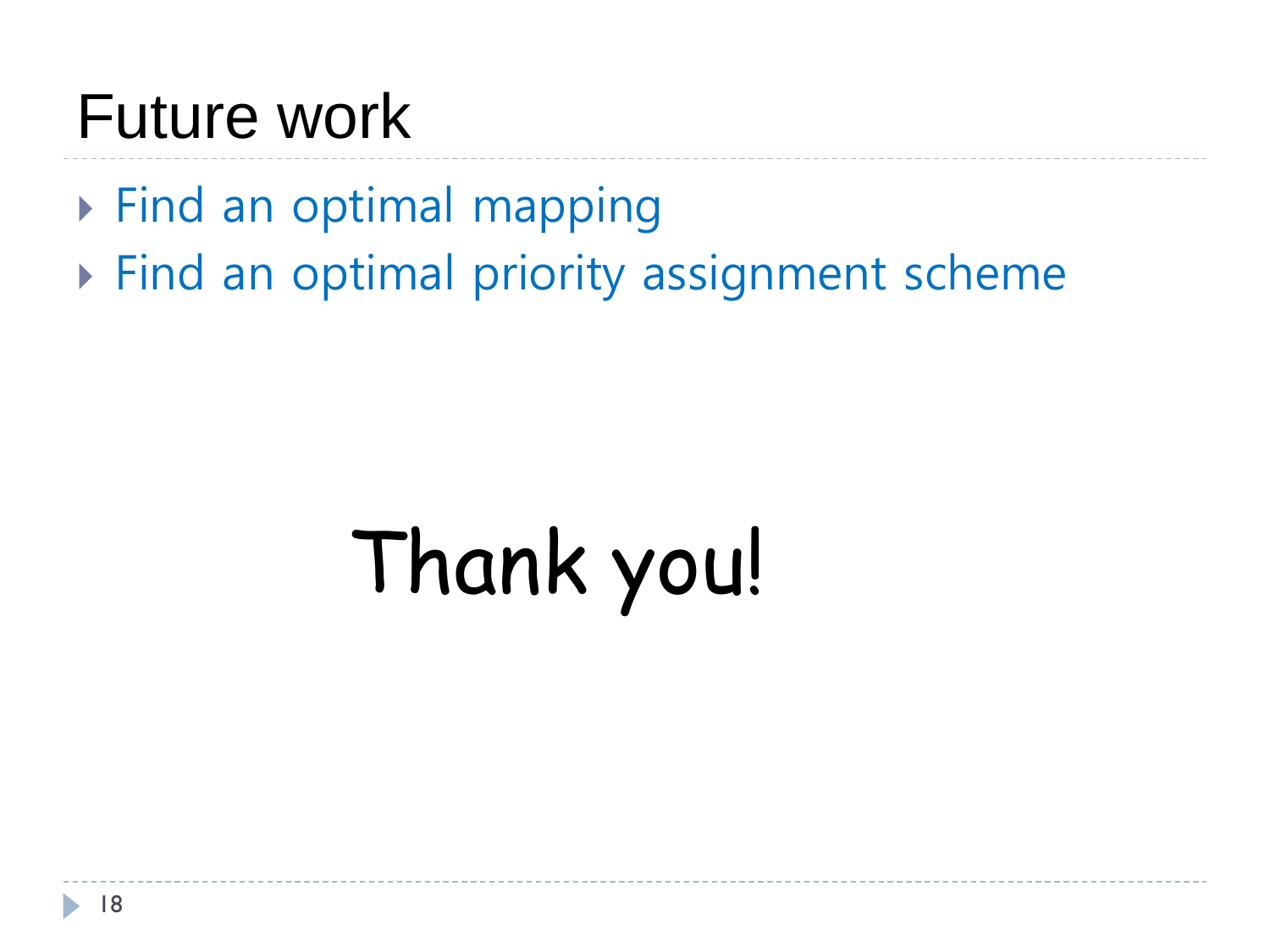# Future work

- Find an optimal mapping
- Find an optimal priority assignment scheme

Thank you!